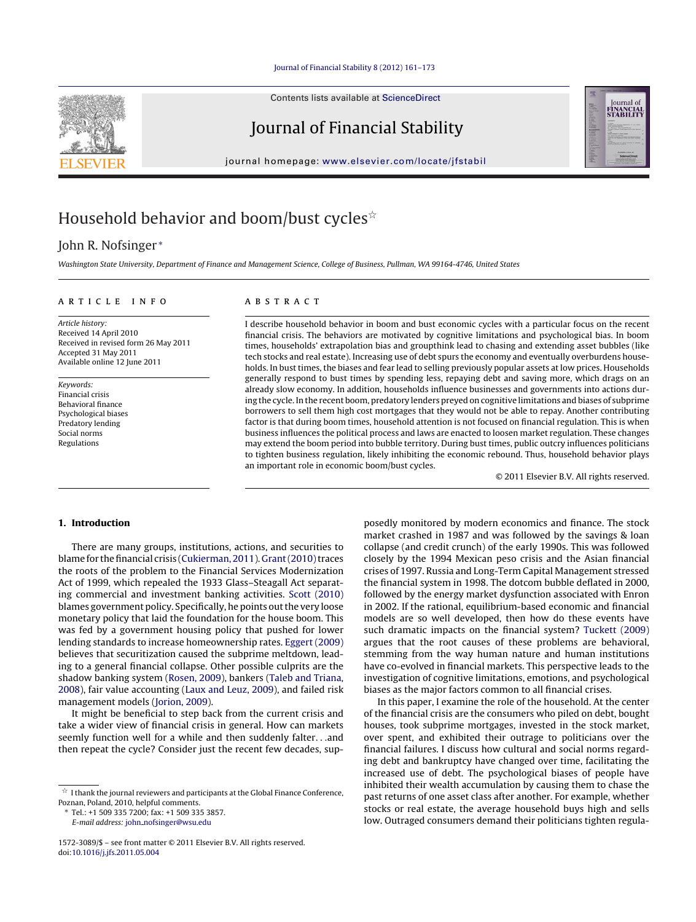# Household behavior and boom/bust cycles☆

John R. Nofsinger*

*Washington State University, Department of Finance and Management Science, College of Business, Pullman, WA 99164-4746, United States*

**ARTICLE INFO**

*Article history:*
Received 14 April 2010
Received in revised form 26 May 2011
Accepted 31 May 2011
Available online 12 June 2011

*Keywords:*
Financial crisis
Behavioral finance
Psychological biases
Predatory lending
Social norms
Regulations

**ABSTRACT**

I describe household behavior in boom and bust economic cycles with a particular focus on the recent financial crisis. The behaviors are motivated by cognitive limitations and psychological bias. In boom times, households' extrapolation bias and groupthink lead to chasing and extending asset bubbles (like tech stocks and real estate). Increasing use of debt spurs the economy and eventually overburdens households. In bust times, the biases and fear lead to selling previously popular assets at low prices. Households generally respond to bust times by spending less, repaying debt and saving more, which drags on an already slow economy. In addition, households influence businesses and governments into actions during the cycle. In the recent boom, predatory lenders preyed on cognitive limitations and biases of subprime borrowers to sell them high cost mortgages that they would not be able to repay. Another contributing factor is that during boom times, household attention is not focused on financial regulation. This is when business influences the political process and laws are enacted to loosen market regulation. These changes may extend the boom period into bubble territory. During bust times, public outcry influences politicians to tighten business regulation, likely inhibiting the economic rebound. Thus, household behavior plays an important role in economic boom/bust cycles.

© 2011 Elsevier B.V. All rights reserved.

## 1. Introduction

There are many groups, institutions, actions, and securities to blame for the financial crisis (Cukierman, 2011). Grant (2010) traces the roots of the problem to the Financial Services Modernization Act of 1999, which repealed the 1933 Glass–Steagall Act separating commercial and investment banking activities. Scott (2010) blames government policy. Specifically, he points out the very loose monetary policy that laid the foundation for the house boom. This was fed by a government housing policy that pushed for lower lending standards to increase homeownership rates. Eggert (2009) believes that securitization caused the subprime meltdown, leading to a general financial collapse. Other possible culprits are the shadow banking system (Rosen, 2009), bankers (Taleb and Triana, 2008), fair value accounting (Laux and Leuz, 2009), and failed risk management models (Jorion, 2009).

It might be beneficial to step back from the current crisis and take a wider view of financial crisis in general. How can markets seemly function well for a while and then suddenly falter. . .and then repeat the cycle? Consider just the recent few decades, supposedly monitored by modern economics and finance. The stock market crashed in 1987 and was followed by the savings & loan collapse (and credit crunch) of the early 1990s. This was followed closely by the 1994 Mexican peso crisis and the Asian financial crises of 1997. Russia and Long-Term Capital Management stressed the financial system in 1998. The dotcom bubble deflated in 2000, followed by the energy market dysfunction associated with Enron in 2002. If the rational, equilibrium-based economic and financial models are so well developed, then how do these events have such dramatic impacts on the financial system? Tuckett (2009) argues that the root causes of these problems are behavioral, stemming from the way human nature and human institutions have co-evolved in financial markets. This perspective leads to the investigation of cognitive limitations, emotions, and psychological biases as the major factors common to all financial crises.

In this paper, I examine the role of the household. At the center of the financial crisis are the consumers who piled on debt, bought houses, took subprime mortgages, invested in the stock market, over spent, and exhibited their outrage to politicians over the financial failures. I discuss how cultural and social norms regarding debt and bankruptcy have changed over time, facilitating the increased use of debt. The psychological biases of people have inhibited their wealth accumulation by causing them to chase the past returns of one asset class after another. For example, whether stocks or real estate, the average household buys high and sells low. Outraged consumers demand their politicians tighten regula-

☆ I thank the journal reviewers and participants at the Global Finance Conference, Poznan, Poland, 2010, helpful comments.

\* Tel.: +1 509 335 7200; fax: +1 509 335 3857.
*E-mail address:* john_nofsinger@wsu.edu

1572-3089/$ – see front matter © 2011 Elsevier B.V. All rights reserved.
doi:10.1016/j.jfs.2011.05.004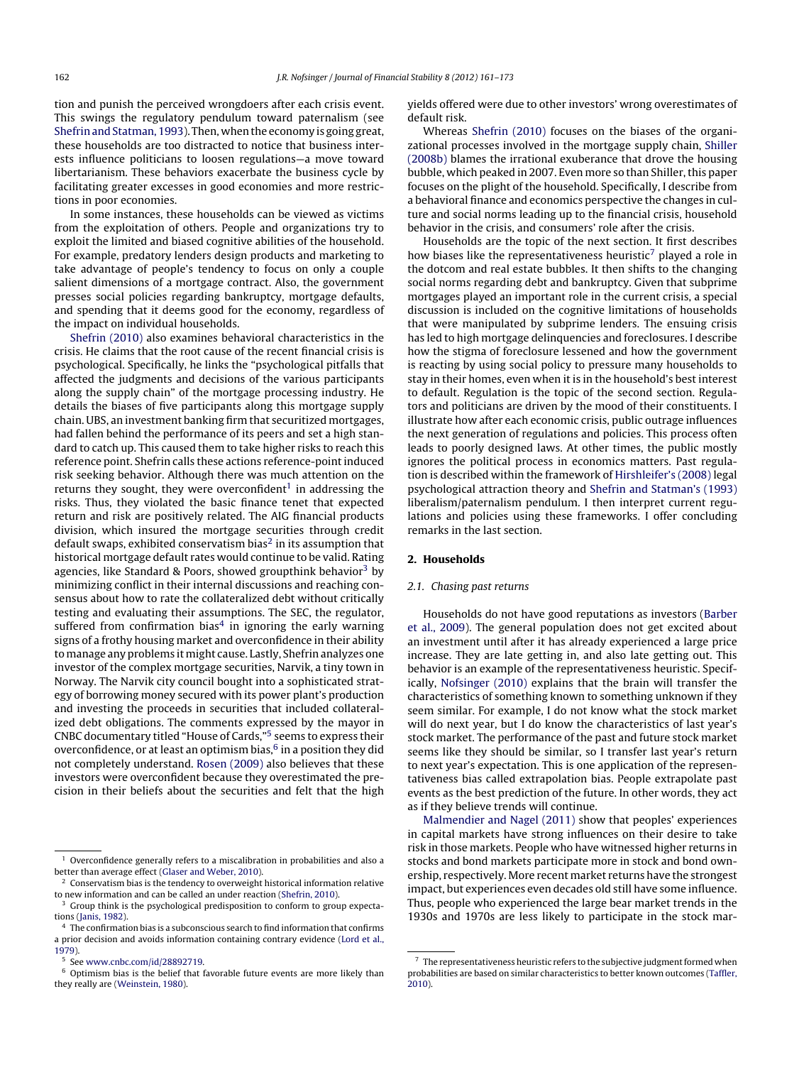tion and punish the perceived wrongdoers after each crisis event. This swings the regulatory pendulum toward paternalism (see Shefrin and Statman, 1993). Then, when the economy is going great, these households are too distracted to notice that business interests influence politicians to loosen regulations—a move toward libertarianism. These behaviors exacerbate the business cycle by facilitating greater excesses in good economies and more restrictions in poor economies.

In some instances, these households can be viewed as victims from the exploitation of others. People and organizations try to exploit the limited and biased cognitive abilities of the household. For example, predatory lenders design products and marketing to take advantage of people's tendency to focus on only a couple salient dimensions of a mortgage contract. Also, the government presses social policies regarding bankruptcy, mortgage defaults, and spending that it deems good for the economy, regardless of the impact on individual households.

Shefrin (2010) also examines behavioral characteristics in the crisis. He claims that the root cause of the recent financial crisis is psychological. Specifically, he links the "psychological pitfalls that affected the judgments and decisions of the various participants along the supply chain" of the mortgage processing industry. He details the biases of five participants along this mortgage supply chain. UBS, an investment banking firm that securitized mortgages, had fallen behind the performance of its peers and set a high standard to catch up. This caused them to take higher risks to reach this reference point. Shefrin calls these actions reference-point induced risk seeking behavior. Although there was much attention on the returns they sought, they were overconfident[1] in addressing the risks. Thus, they violated the basic finance tenet that expected return and risk are positively related. The AIG financial products division, which insured the mortgage securities through credit default swaps, exhibited conservatism bias[2] in its assumption that historical mortgage default rates would continue to be valid. Rating agencies, like Standard & Poors, showed groupthink behavior[3] by minimizing conflict in their internal discussions and reaching consensus about how to rate the collateralized debt without critically testing and evaluating their assumptions. The SEC, the regulator, suffered from confirmation bias[4] in ignoring the early warning signs of a frothy housing market and overconfidence in their ability to manage any problems it might cause. Lastly, Shefrin analyzes one investor of the complex mortgage securities, Narvik, a tiny town in Norway. The Narvik city council bought into a sophisticated strategy of borrowing money secured with its power plant's production and investing the proceeds in securities that included collateralized debt obligations. The comments expressed by the mayor in CNBC documentary titled "House of Cards,"[5] seems to express their overconfidence, or at least an optimism bias,[6] in a position they did not completely understand. Rosen (2009) also believes that these investors were overconfident because they overestimated the precision in their beliefs about the securities and felt that the high yields offered were due to other investors' wrong overestimates of default risk.

Whereas Shefrin (2010) focuses on the biases of the organizational processes involved in the mortgage supply chain, Shiller (2008b) blames the irrational exuberance that drove the housing bubble, which peaked in 2007. Even more so than Shiller, this paper focuses on the plight of the household. Specifically, I describe from a behavioral finance and economics perspective the changes in culture and social norms leading up to the financial crisis, household behavior in the crisis, and consumers' role after the crisis.

Households are the topic of the next section. It first describes how biases like the representativeness heuristic[7] played a role in the dotcom and real estate bubbles. It then shifts to the changing social norms regarding debt and bankruptcy. Given that subprime mortgages played an important role in the current crisis, a special discussion is included on the cognitive limitations of households that were manipulated by subprime lenders. The ensuing crisis has led to high mortgage delinquencies and foreclosures. I describe how the stigma of foreclosure lessened and how the government is reacting by using social policy to pressure many households to stay in their homes, even when it is in the household's best interest to default. Regulation is the topic of the second section. Regulators and politicians are driven by the mood of their constituents. I illustrate how after each economic crisis, public outrage influences the next generation of regulations and policies. This process often leads to poorly designed laws. At other times, the public mostly ignores the political process in economics matters. Past regulation is described within the framework of Hirshleifer's (2008) legal psychological attraction theory and Shefrin and Statman's (1993) liberalism/paternalism pendulum. I then interpret current regulations and policies using these frameworks. I offer concluding remarks in the last section.

## 2. Households

### 2.1. Chasing past returns

Households do not have good reputations as investors (Barber et al., 2009). The general population does not get excited about an investment until after it has already experienced a large price increase. They are late getting in, and also late getting out. This behavior is an example of the representativeness heuristic. Specifically, Nofsinger (2010) explains that the brain will transfer the characteristics of something known to something unknown if they seem similar. For example, I do not know what the stock market will do next year, but I do know the characteristics of last year's stock market. The performance of the past and future stock market seems like they should be similar, so I transfer last year's return to next year's expectation. This is one application of the representativeness bias called extrapolation bias. People extrapolate past events as the best prediction of the future. In other words, they act as if they believe trends will continue.

Malmendier and Nagel (2011) show that peoples' experiences in capital markets have strong influences on their desire to take risk in those markets. People who have witnessed higher returns in stocks and bond markets participate more in stock and bond ownership, respectively. More recent market returns have the strongest impact, but experiences even decades old still have some influence. Thus, people who experienced the large bear market trends in the 1930s and 1970s are less likely to participate in the stock mar-

---

[1] Overconfidence generally refers to a miscalibration in probabilities and also a better than average effect (Glaser and Weber, 2010).

[2] Conservatism bias is the tendency to overweight historical information relative to new information and can be called an under reaction (Shefrin, 2010).

[3] Group think is the psychological predisposition to conform to group expectations (Janis, 1982).

[4] The confirmation bias is a subconscious search to find information that confirms a prior decision and avoids information containing contrary evidence (Lord et al., 1979).

[5] See www.cnbc.com/id/28892719.

[6] Optimism bias is the belief that favorable future events are more likely than they really are (Weinstein, 1980).

[7] The representativeness heuristic refers to the subjective judgment formed when probabilities are based on similar characteristics to better known outcomes (Taffler, 2010).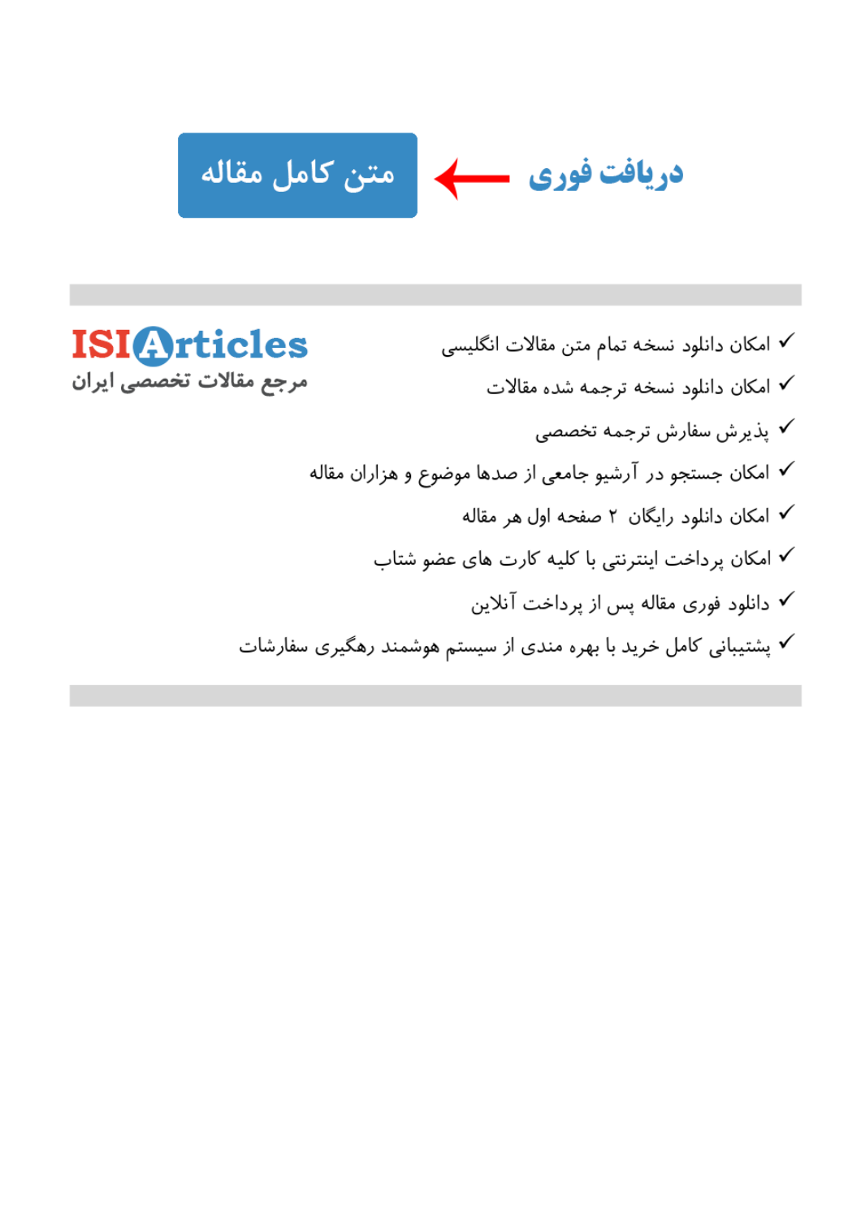متن کامل مقاله ← دریافت فوری

**ISIArticles**
مرجع مقالات تخصصی ایران

- ✓ امکان دانلود نسخه تمام متن مقالات انگلیسی
- ✓ امکان دانلود نسخه ترجمه شده مقالات
- ✓ پذیرش سفارش ترجمه تخصصی
- ✓ امکان جستجو در آرشیو جامعی از صدها موضوع و هزاران مقاله
- ✓ امکان دانلود رایگان ۲ صفحه اول هر مقاله
- ✓ امکان پرداخت اینترنتی با کلیه کارت های عضو شتاب
- ✓ دانلود فوری مقاله پس از پرداخت آنلاین
- ✓ پشتیبانی کامل خرید با بهره مندی از سیستم هوشمند رهگیری سفارشات